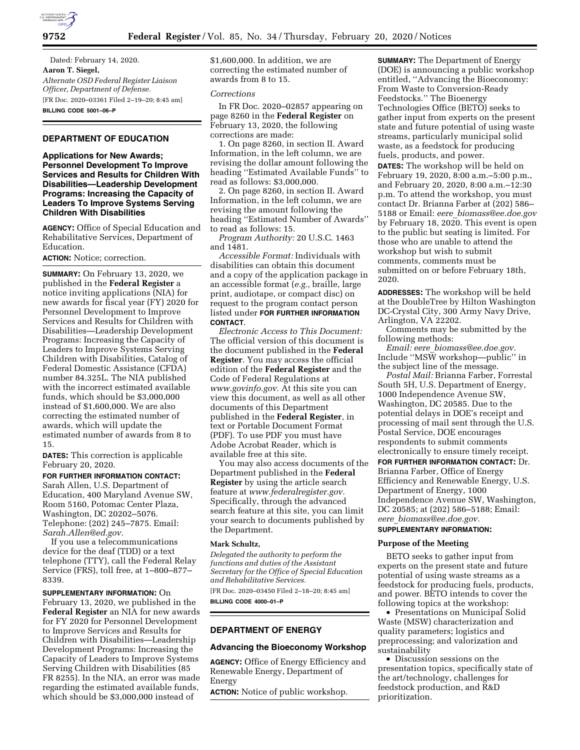Dated: February 14, 2020.

**Aaron T. Siegel,**

*Alternate OSD Federal Register Liaison Officer, Department of Defense.*

[FR Doc. 2020–03361 Filed 2–19–20; 8:45 am]

**BILLING CODE 5001–06–P**

## DEPARTMENT OF EDUCATION

### Applications for New Awards; Personnel Development To Improve Services and Results for Children With Disabilities—Leadership Development Programs: Increasing the Capacity of Leaders To Improve Systems Serving Children With Disabilities

**AGENCY:** Office of Special Education and Rehabilitative Services, Department of Education.

**ACTION:** Notice; correction.

**SUMMARY:** On February 13, 2020, we published in the **Federal Register** a notice inviting applications (NIA) for new awards for fiscal year (FY) 2020 for Personnel Development to Improve Services and Results for Children with Disabilities—Leadership Development Programs: Increasing the Capacity of Leaders to Improve Systems Serving Children with Disabilities, Catalog of Federal Domestic Assistance (CFDA) number 84.325L. The NIA published with the incorrect estimated available funds, which should be $3,000,000 instead of $1,600,000. We are also correcting the estimated number of awards, which will update the estimated number of awards from 8 to 15.

**DATES:** This correction is applicable February 20, 2020.

**FOR FURTHER INFORMATION CONTACT:** Sarah Allen, U.S. Department of Education, 400 Maryland Avenue SW, Room 5160, Potomac Center Plaza, Washington, DC 20202–5076. Telephone: (202) 245–7875. Email: *Sarah.Allen@ed.gov.*

If you use a telecommunications device for the deaf (TDD) or a text telephone (TTY), call the Federal Relay Service (FRS), toll free, at 1–800–877–8339.

**SUPPLEMENTARY INFORMATION:** On February 13, 2020, we published in the **Federal Register** an NIA for new awards for FY 2020 for Personnel Development to Improve Services and Results for Children with Disabilities—Leadership Development Programs: Increasing the Capacity of Leaders to Improve Systems Serving Children with Disabilities (85 FR 8255). In the NIA, an error was made regarding the estimated available funds, which should be $3,000,000 instead of $1,600,000. In addition, we are correcting the estimated number of awards from 8 to 15.

*Corrections*

In FR Doc. 2020–02857 appearing on page 8260 in the **Federal Register** on February 13, 2020, the following corrections are made:

1. On page 8260, in section II. Award Information, in the left column, we are revising the dollar amount following the heading ''Estimated Available Funds'' to read as follows: $3,000,000.

2. On page 8260, in section II. Award Information, in the left column, we are revising the amount following the heading ''Estimated Number of Awards'' to read as follows: 15.

*Program Authority:* 20 U.S.C. 1463 and 1481.

*Accessible Format:* Individuals with disabilities can obtain this document and a copy of the application package in an accessible format (*e.g.,* braille, large print, audiotape, or compact disc) on request to the program contact person listed under **FOR FURTHER INFORMATION CONTACT**.

*Electronic Access to This Document:* The official version of this document is the document published in the **Federal Register**. You may access the official edition of the **Federal Register** and the Code of Federal Regulations at *www.govinfo.gov.* At this site you can view this document, as well as all other documents of this Department published in the **Federal Register**, in text or Portable Document Format (PDF). To use PDF you must have Adobe Acrobat Reader, which is available free at this site.

You may also access documents of the Department published in the **Federal Register** by using the article search feature at *www.federalregister.gov.* Specifically, through the advanced search feature at this site, you can limit your search to documents published by the Department.

**Mark Schultz,**

*Delegated the authority to perform the functions and duties of the Assistant Secretary for the Office of Special Education and Rehabilitative Services.*

[FR Doc. 2020–03450 Filed 2–18–20; 8:45 am]

**BILLING CODE 4000–01–P**

## DEPARTMENT OF ENERGY

### Advancing the Bioeconomy Workshop

**AGENCY:** Office of Energy Efficiency and Renewable Energy, Department of Energy

**ACTION:** Notice of public workshop.

**SUMMARY:** The Department of Energy (DOE) is announcing a public workshop entitled, ''Advancing the Bioeconomy: From Waste to Conversion-Ready Feedstocks.'' The Bioenergy Technologies Office (BETO) seeks to gather input from experts on the present state and future potential of using waste streams, particularly municipal solid waste, as a feedstock for producing fuels, products, and power.

**DATES:** The workshop will be held on February 19, 2020, 8:00 a.m.–5:00 p.m., and February 20, 2020, 8:00 a.m.–12:30 p.m. To attend the workshop, you must contact Dr. Brianna Farber at (202) 586–5188 or Email: *eere_biomass@ee.doe.gov* by February 18, 2020. This event is open to the public but seating is limited. For those who are unable to attend the workshop but wish to submit comments, comments must be submitted on or before February 18th, 2020.

**ADDRESSES:** The workshop will be held at the DoubleTree by Hilton Washington DC-Crystal City, 300 Army Navy Drive, Arlington, VA 22202.

Comments may be submitted by the following methods:

*Email: eere_biomass@ee.doe.gov.* Include ''MSW workshop—public'' in the subject line of the message.

*Postal Mail:* Brianna Farber, Forrestal South 5H, U.S. Department of Energy, 1000 Independence Avenue SW, Washington, DC 20585. Due to the potential delays in DOE's receipt and processing of mail sent through the U.S. Postal Service, DOE encourages respondents to submit comments electronically to ensure timely receipt.

**FOR FURTHER INFORMATION CONTACT:** Dr. Brianna Farber, Office of Energy Efficiency and Renewable Energy, U.S. Department of Energy, 1000 Independence Avenue SW, Washington, DC 20585; at (202) 586–5188; Email: *eere_biomass@ee.doe.gov.*

**SUPPLEMENTARY INFORMATION:**

#### Purpose of the Meeting

BETO seeks to gather input from experts on the present state and future potential of using waste streams as a feedstock for producing fuels, products, and power. BETO intends to cover the following topics at the workshop:

- Presentations on Municipal Solid Waste (MSW) characterization and quality parameters; logistics and preprocessing; and valorization and sustainability
- Discussion sessions on the presentation topics, specifically state of the art/technology, challenges for feedstock production, and R&D prioritization.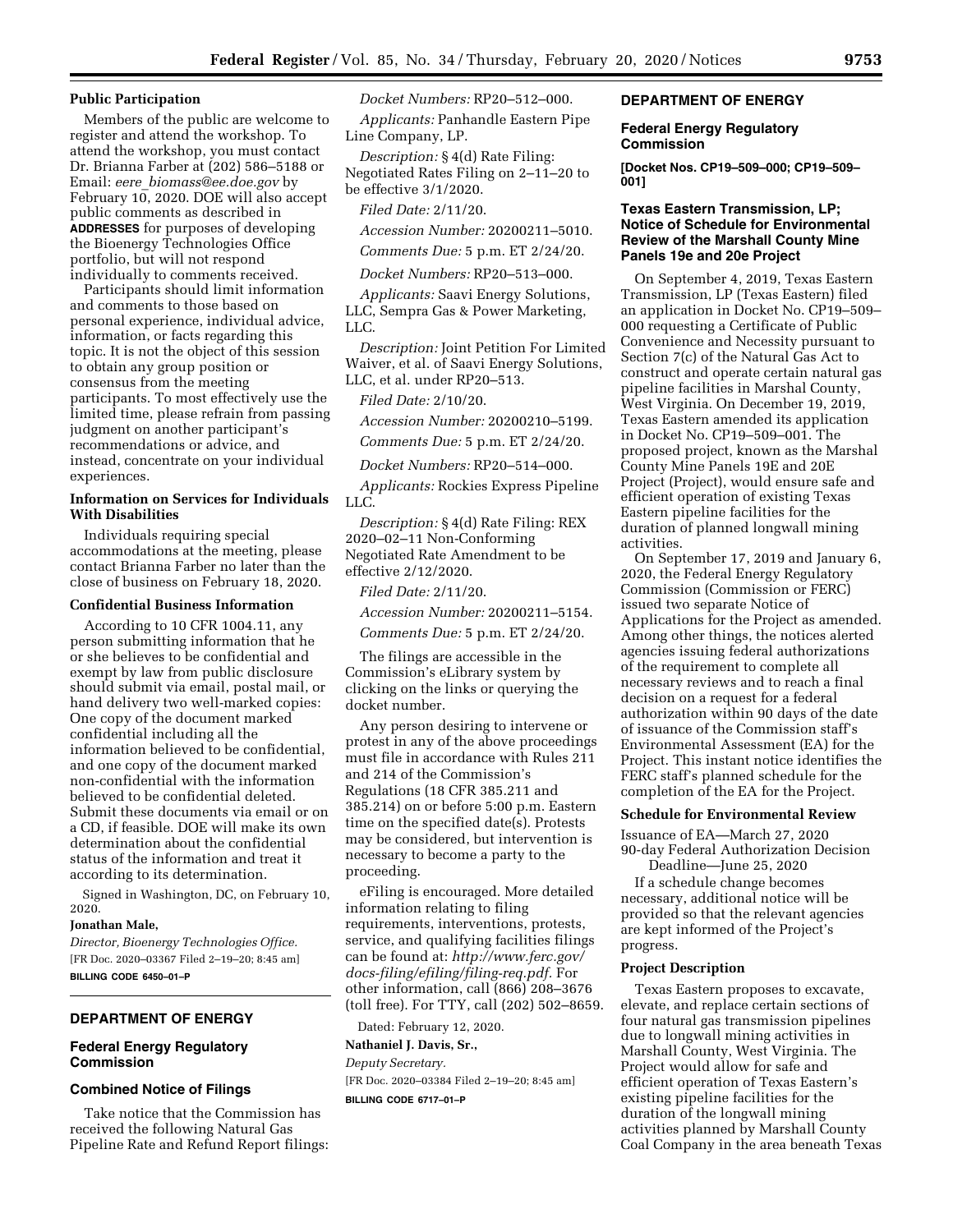## Public Participation

Members of the public are welcome to register and attend the workshop. To attend the workshop, you must contact Dr. Brianna Farber at (202) 586–5188 or Email: *eere_biomass@ee.doe.gov* by February 10, 2020. DOE will also accept public comments as described in **ADDRESSES** for purposes of developing the Bioenergy Technologies Office portfolio, but will not respond individually to comments received.

Participants should limit information and comments to those based on personal experience, individual advice, information, or facts regarding this topic. It is not the object of this session to obtain any group position or consensus from the meeting participants. To most effectively use the limited time, please refrain from passing judgment on another participant's recommendations or advice, and instead, concentrate on your individual experiences.

## Information on Services for Individuals With Disabilities

Individuals requiring special accommodations at the meeting, please contact Brianna Farber no later than the close of business on February 18, 2020.

## Confidential Business Information

According to 10 CFR 1004.11, any person submitting information that he or she believes to be confidential and exempt by law from public disclosure should submit via email, postal mail, or hand delivery two well-marked copies: One copy of the document marked confidential including all the information believed to be confidential, and one copy of the document marked non-confidential with the information believed to be confidential deleted. Submit these documents via email or on a CD, if feasible. DOE will make its own determination about the confidential status of the information and treat it according to its determination.

Signed in Washington, DC, on February 10, 2020.

**Jonathan Male,**

*Director, Bioenergy Technologies Office.*

[FR Doc. 2020–03367 Filed 2–19–20; 8:45 am]

**BILLING CODE 6450–01–P**

---

## DEPARTMENT OF ENERGY

### Federal Energy Regulatory Commission

### Combined Notice of Filings

Take notice that the Commission has received the following Natural Gas Pipeline Rate and Refund Report filings:

*Docket Numbers:* RP20–512–000.

*Applicants:* Panhandle Eastern Pipe Line Company, LP.

*Description:* § 4(d) Rate Filing: Negotiated Rates Filing on 2–11–20 to be effective 3/1/2020.

*Filed Date:* 2/11/20.

*Accession Number:* 20200211–5010.

*Comments Due:* 5 p.m. ET 2/24/20.

*Docket Numbers:* RP20–513–000.

*Applicants:* Saavi Energy Solutions, LLC, Sempra Gas & Power Marketing, LLC.

*Description:* Joint Petition For Limited Waiver, et al. of Saavi Energy Solutions, LLC, et al. under RP20–513.

*Filed Date:* 2/10/20.

*Accession Number:* 20200210–5199.

*Comments Due:* 5 p.m. ET 2/24/20.

*Docket Numbers:* RP20–514–000.

*Applicants:* Rockies Express Pipeline LLC.

*Description:* § 4(d) Rate Filing: REX 2020–02–11 Non-Conforming Negotiated Rate Amendment to be effective 2/12/2020.

*Filed Date:* 2/11/20.

*Accession Number:* 20200211–5154.

*Comments Due:* 5 p.m. ET 2/24/20.

The filings are accessible in the Commission's eLibrary system by clicking on the links or querying the docket number.

Any person desiring to intervene or protest in any of the above proceedings must file in accordance with Rules 211 and 214 of the Commission's Regulations (18 CFR 385.211 and 385.214) on or before 5:00 p.m. Eastern time on the specified date(s). Protests may be considered, but intervention is necessary to become a party to the proceeding.

eFiling is encouraged. More detailed information relating to filing requirements, interventions, protests, service, and qualifying facilities filings can be found at: *http://www.ferc.gov/docs-filing/efiling/filing-req.pdf.* For other information, call (866) 208–3676 (toll free). For TTY, call (202) 502–8659.

Dated: February 12, 2020.

**Nathaniel J. Davis, Sr.,**

*Deputy Secretary.*

[FR Doc. 2020–03384 Filed 2–19–20; 8:45 am]

**BILLING CODE 6717–01–P**

---

## DEPARTMENT OF ENERGY

### Federal Energy Regulatory Commission

**[Docket Nos. CP19–509–000; CP19–509–001]**

### Texas Eastern Transmission, LP; Notice of Schedule for Environmental Review of the Marshall County Mine Panels 19e and 20e Project

On September 4, 2019, Texas Eastern Transmission, LP (Texas Eastern) filed an application in Docket No. CP19–509–000 requesting a Certificate of Public Convenience and Necessity pursuant to Section 7(c) of the Natural Gas Act to construct and operate certain natural gas pipeline facilities in Marshal County, West Virginia. On December 19, 2019, Texas Eastern amended its application in Docket No. CP19–509–001. The proposed project, known as the Marshal County Mine Panels 19E and 20E Project (Project), would ensure safe and efficient operation of existing Texas Eastern pipeline facilities for the duration of planned longwall mining activities.

On September 17, 2019 and January 6, 2020, the Federal Energy Regulatory Commission (Commission or FERC) issued two separate Notice of Applications for the Project as amended. Among other things, the notices alerted agencies issuing federal authorizations of the requirement to complete all necessary reviews and to reach a final decision on a request for a federal authorization within 90 days of the date of issuance of the Commission staff's Environmental Assessment (EA) for the Project. This instant notice identifies the FERC staff's planned schedule for the completion of the EA for the Project.

### Schedule for Environmental Review

Issuance of EA—March 27, 2020

90-day Federal Authorization Decision Deadline—June 25, 2020

If a schedule change becomes necessary, additional notice will be provided so that the relevant agencies are kept informed of the Project's progress.

### Project Description

Texas Eastern proposes to excavate, elevate, and replace certain sections of four natural gas transmission pipelines due to longwall mining activities in Marshall County, West Virginia. The Project would allow for safe and efficient operation of Texas Eastern's existing pipeline facilities for the duration of the longwall mining activities planned by Marshall County Coal Company in the area beneath Texas